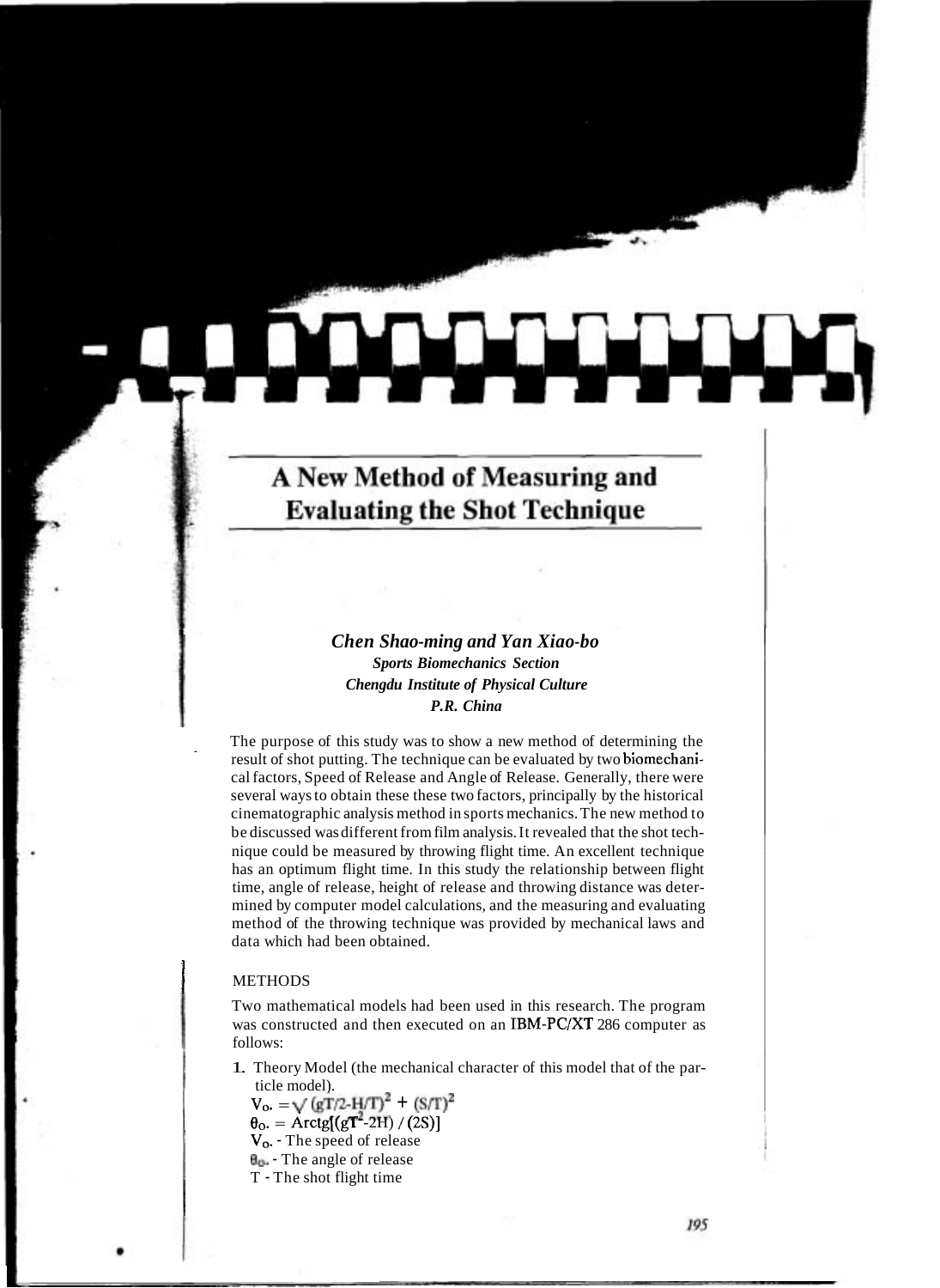# A New Method of Measuring and Evaluating the Shot Technique

***Chen Shao-ming and Yan Xiao-bo***
***Sports Biomechanics Section***
***Chengdu Institute of Physical Culture***
***P.R. China***

The purpose of this study was to show a new method of determining the result of shot putting. The technique can be evaluated by two biomechanical factors, Speed of Release and Angle of Release. Generally, there were several ways to obtain these these two factors, principally by the historical cinematographic analysis method in sports mechanics. The new method to be discussed was different from film analysis. It revealed that the shot technique could be measured by throwing flight time. An excellent technique has an optimum flight time. In this study the relationship between flight time, angle of release, height of release and throwing distance was determined by computer model calculations, and the measuring and evaluating method of the throwing technique was provided by mechanical laws and data which had been obtained.

## METHODS

Two mathematical models had been used in this research. The program was constructed and then executed on an IBM-PC/XT 286 computer as follows:

1. Theory Model (the mechanical character of this model that of the particle model).

   $V_{o.} = \sqrt{(gT/2-H/T)^2 + (S/T)^2}$

   $\theta_{o.} = \text{Arctg}[(gT^2-2H) / (2S)]$

   $V_{o.}$ - The speed of release

   $\theta_{o.}$ - The angle of release

   T - The shot flight time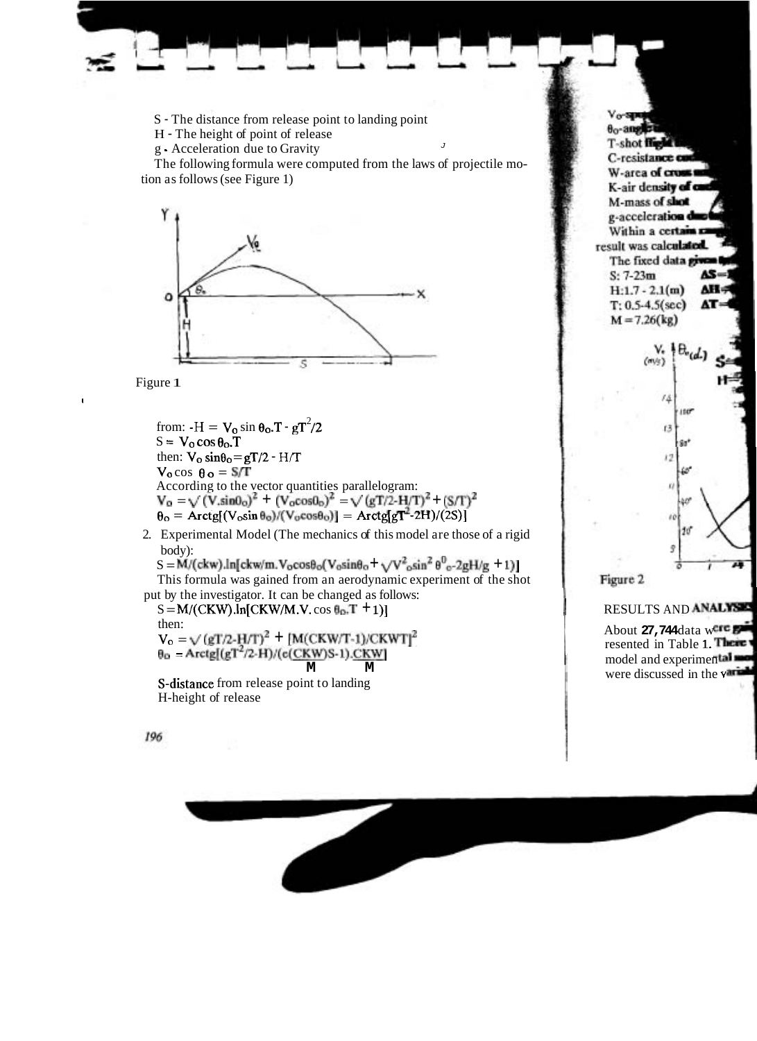S - The distance from release point to landing point
H - The height of point of release
g - Acceleration due to Gravity

The following formula were computed from the laws of projectile motion as follows (see Figure 1)

Figure 1

from: $-H = V_0 \sin\theta_0 . T - gT^2/2$

$S = V_0 \cos\theta_0 . T$

then: $V_0 \sin\theta_0 = gT/2 - H/T$

$V_0 \cos\theta_0 = S/T$

According to the vector quantities parallelogram:

$$V_0 = \sqrt{(V.\sin\theta_0)^2 + (V_0\cos\theta_0)^2} = \sqrt{(gT/2 - H/T)^2 + (S/T)^2}$$

$$\theta_0 = \mathrm{Arctg}[(V_0\sin\theta_0)/(V_0\cos\theta_0)] = \mathrm{Arctg}[gT^2 - 2H)/(2S)]$$

2. Experimental Model (The mechanics of this model are those of a rigid body):

$$S = M/(ckw).\ln[ckw/m.V_0\cos\theta_0(V_0\sin\theta_0 + \sqrt{V^2{}_0\sin^2\theta^0{}_0 - 2gH/g} + 1)]$$

This formula was gained from an aerodynamic experiment of the shot put by the investigator. It can be changed as follows:

$$S = M/(CKW).\ln[CKW/M.V.\cos\theta_0.T + 1)]$$

then:

$$V_0 = \sqrt{(gT/2 - H/T)^2 + [M(CKW/T - 1)/CKWT]^2}$$

$$\theta_0 = \mathrm{Arctg}[(gT^2/2 - H)/(e(\frac{CKW}{M})S - 1).\frac{CKW}{M}]$$

S-distance from release point to landing
H-height of release

$V_0$-spe...
$\theta_0$-angle...
T-shot flight ...
C-resistance ...
W-area of cross ...
K-air density of ...
M-mass of shot
g-acceleration due ...

Within a certain ... result was calculated.

The fixed data given ...

S: 7-23m ΔS= ...
H: 1.7 - 2.1(m) ΔH= ...
T: 0.5-4.5(sec) ΔT= ...
M = 7.26(kg)

Figure 2

RESULTS AND ANALYSIS

About **27,744** data were ... resented in Table **1**. There ... model and experimental ... were discussed in the variable ...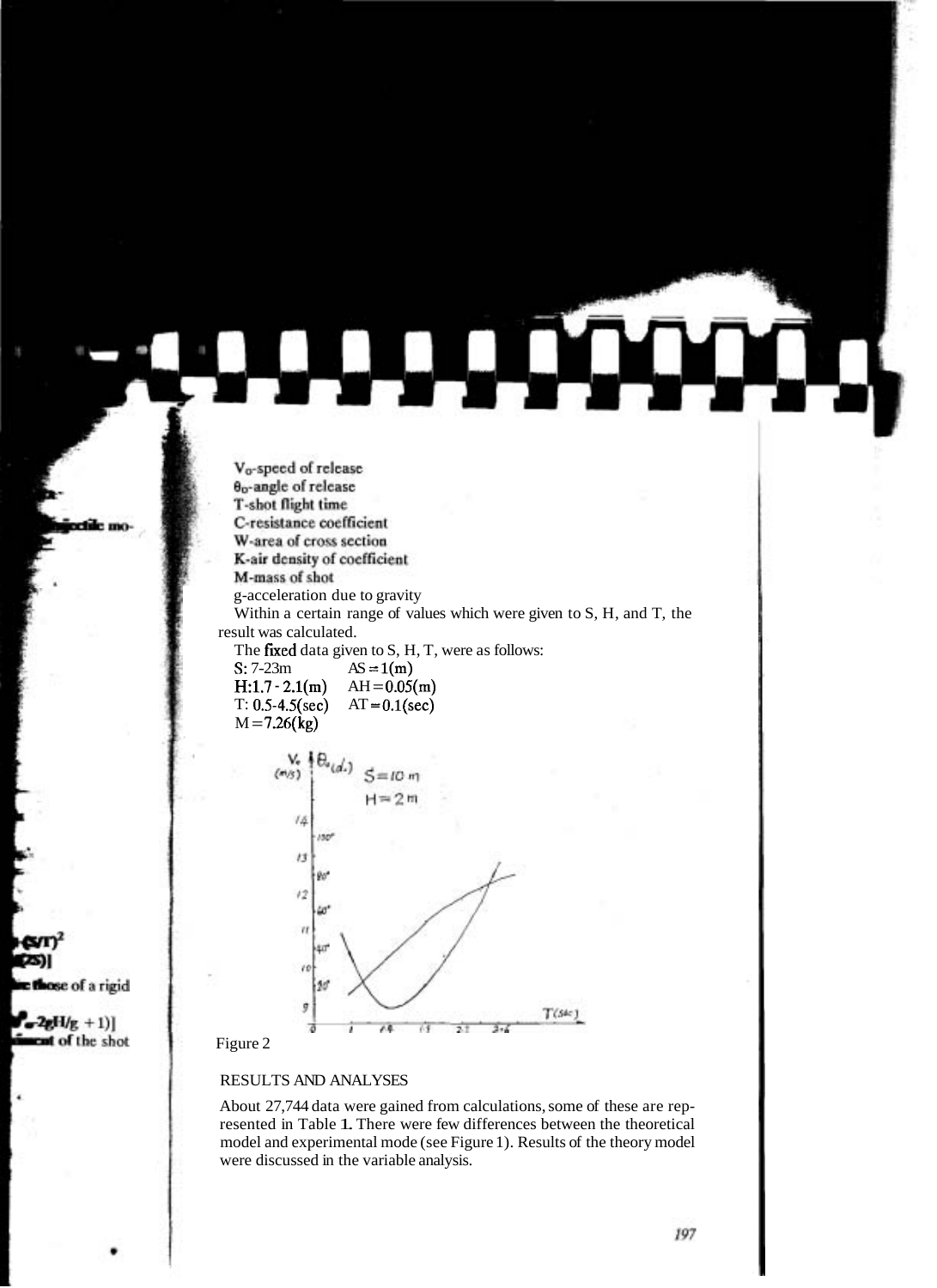$V_0$-speed of release
$\theta_0$-angle of release
T-shot flight time
C-resistance coefficient
W-area of cross section
K-air density of coefficient
M-mass of shot
g-acceleration due to gravity

Within a certain range of values which were given to S, H, and T, the result was calculated.

The fixed data given to S, H, T, were as follows:

S: 7-23m $\quad$ $\Delta S = 1(m)$
H: 1.7 - 2.1(m) $\quad$ $\Delta H = 0.05(m)$
T: 0.5-4.5(sec) $\quad$ $\Delta T = 0.1(sec)$
$M = 7.26(kg)$

Figure 2

## RESULTS AND ANALYSES

About 27,744 data were gained from calculations, some of these are represented in Table 1. There were few differences between the theoretical model and experimental mode (see Figure 1). Results of the theory model were discussed in the variable analysis.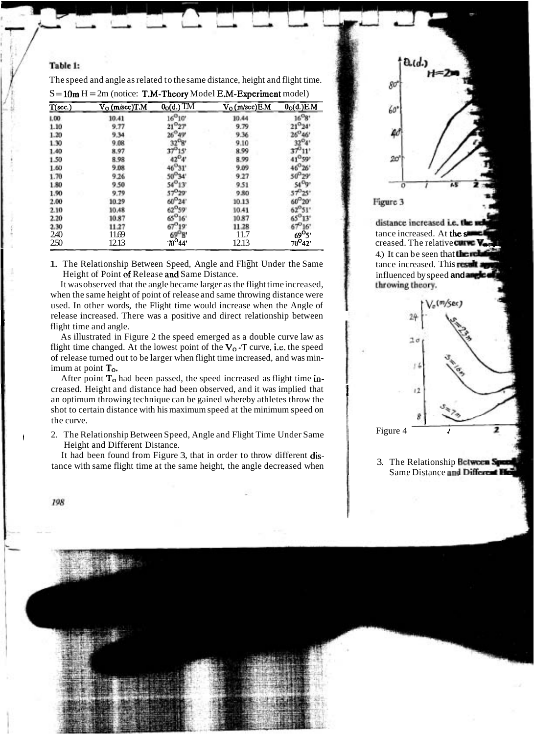**Table 1:**

The speed and angle as related to the same distance, height and flight time.

S = 10m H = 2m (notice: **T.M-Theory** Model **E.M-Experiment** model)

| T(sec.) | $V_O$ (m/sec)T.M | $\theta_O$(d.) TM | $V_O$ (m/sec)E.M | $\theta_O$(d.)E.M |
|---|---|---|---|---|
| 1.00 | 10.41 | 16°10' | 10.44 | 16°8' |
| 1.10 | 9.77 | 21°27' | 9.79 | 21°24' |
| 1.20 | 9.34 | 26°49' | 9.36 | 26°46' |
| 1.30 | 9.08 | 32°8' | 9.10 | 32°4' |
| 1.40 | 8.97 | 37°15' | 8.99 | 37°11' |
| 1.50 | 8.98 | 42°4' | 8.99 | 41°59' |
| 1.60 | 9.08 | 46°31' | 9.09 | 46°26' |
| 1.70 | 9.26 | 50°34' | 9.27 | 50°29' |
| 1.80 | 9.50 | 54°13' | 9.51 | 54°9' |
| 1.90 | 9.79 | 57°29' | 9.80 | 57°25' |
| 2.00 | 10.29 | 60°24' | 10.13 | 60°20' |
| 2.10 | 10.48 | 62°59' | 10.41 | 62°51' |
| 2.20 | 10.87 | 65°16' | 10.87 | 65°13' |
| 2.30 | 11.27 | 67°19' | 11.28 | 67°16' |
| 2.40 | 11.69 | 69°8' | 11.7 | 69°5' |
| 2.50 | 12.13 | 70°44' | 12.13 | 70°42' |

1. The Relationship Between Speed, Angle and Flight Under the Same Height of Point of Release and Same Distance.

It was observed that the angle became larger as the flight time increased, when the same height of point of release and same throwing distance were used. In other words, the Flight time would increase when the Angle of release increased. There was a positive and direct relationship between flight time and angle.

As illustrated in Figure 2 the speed emerged as a double curve law as flight time changed. At the lowest point of the $V_O$-T curve, i.e. the speed of release turned out to be larger when flight time increased, and was minimum at point $T_O$.

After point $T_O$ had been passed, the speed increased as flight time increased. Height and distance had been observed, and it was implied that an optimum throwing technique can be gained whereby athletes throw the shot to certain distance with his maximum speed at the minimum speed on the curve.

2. The Relationship Between Speed, Angle and Flight Time Under Same Height and Different Distance.

It had been found from Figure 3, that in order to throw different distance with same flight time at the same height, the angle decreased when distance increased i.e. the rel... tance increased. At the s... creased. The relative curve $V_o$... 4.) It can be seen that the relat... tance increased. This result ap... influenced by speed and angle of... throwing theory.

Figure 3

Figure 4

3. The Relationship Between Speed... Same Distance and Different Heig...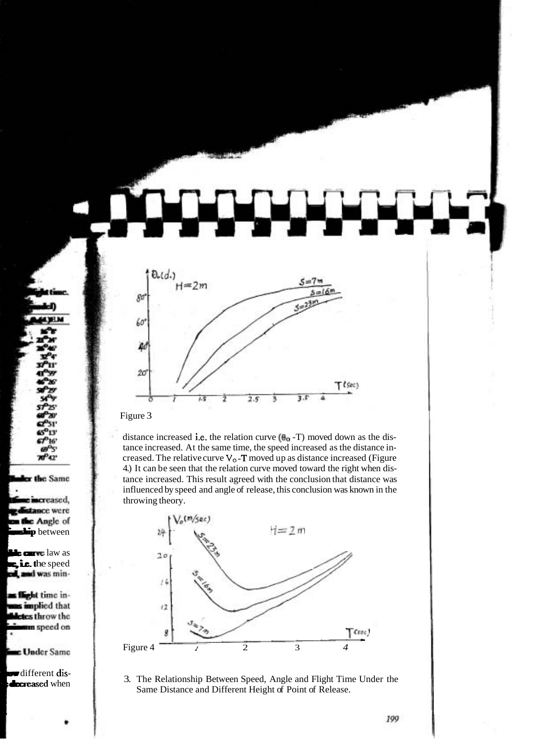Figure 3

distance increased i.e. the relation curve ($\theta_o$ -T) moved down as the distance increased. At the same time, the speed increased as the distance increased. The relative curve $V_o$-T moved up as distance increased (Figure 4.) It can be seen that the relation curve moved toward the right when distance increased. This result agreed with the conclusion that distance was influenced by speed and angle of release, this conclusion was known in the throwing theory.

Figure 4

3. The Relationship Between Speed, Angle and Flight Time Under the Same Distance and Different Height of Point of Release.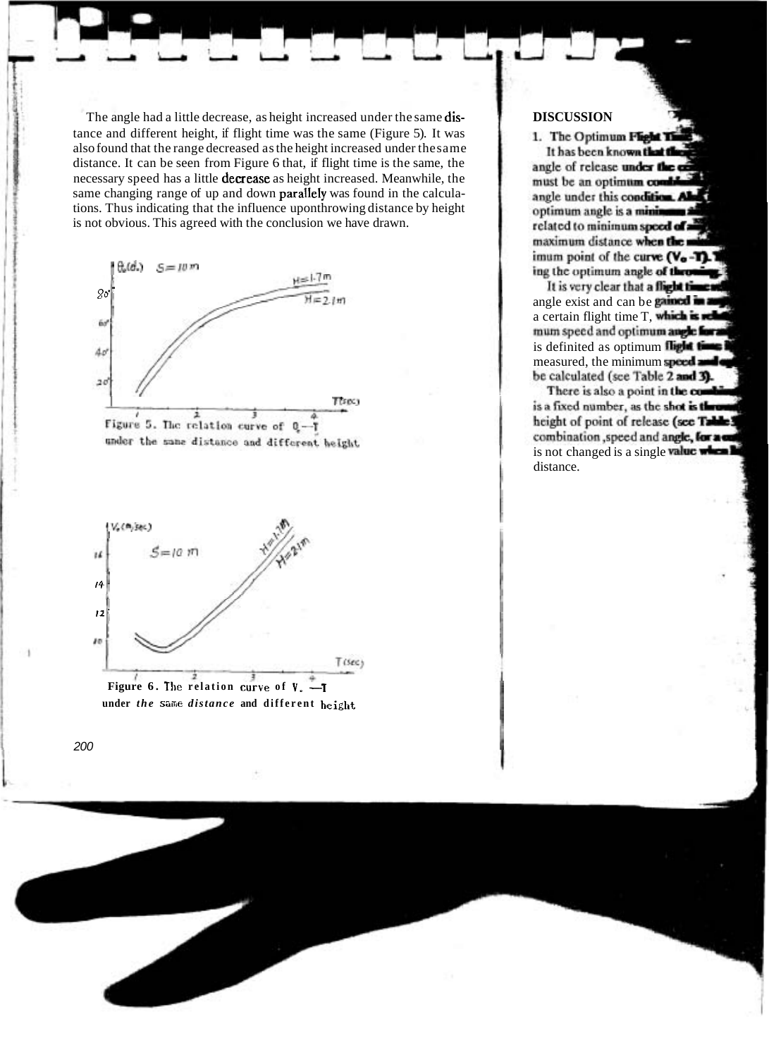The angle had a little decrease, as height increased under the same distance and different height, if flight time was the same (Figure 5). It was also found that the range decreased as the height increased under the same distance. It can be seen from Figure 6 that, if flight time is the same, the necessary speed has a little decrease as height increased. Meanwhile, the same changing range of up and down parallely was found in the calculations. Thus indicating that the influence uponthrowing distance by height is not obvious. This agreed with the conclusion we have drawn.

Figure 5. The relation curve of $\theta_0$—T under the same distance and different height

Figure 6. The relation curve of $V_0$—T under the same distance and different height

## DISCUSSION

### 1. The Optimum Flight Time

It has been known that the... angle of release under the co... must be an optimum combi... angle under this condition. Al... optimum angle is a minimum... related to minimum speed of... maximum distance when the mi... imum point of the curve ($V_0$ -T). T... ing the optimum angle of throwing.

It is very clear that a flight time... angle exist and can be gained in... a certain flight time T, which is rel... mum speed and optimum angle for... is definited as optimum flight time... measured, the minimum speed and... be calculated (see Table 2 and 3).

There is also a point in the combi... is a fixed number, as the shot is thrown... height of point of release (see Table... combination ,speed and angle, for a... is not changed is a single value when... distance.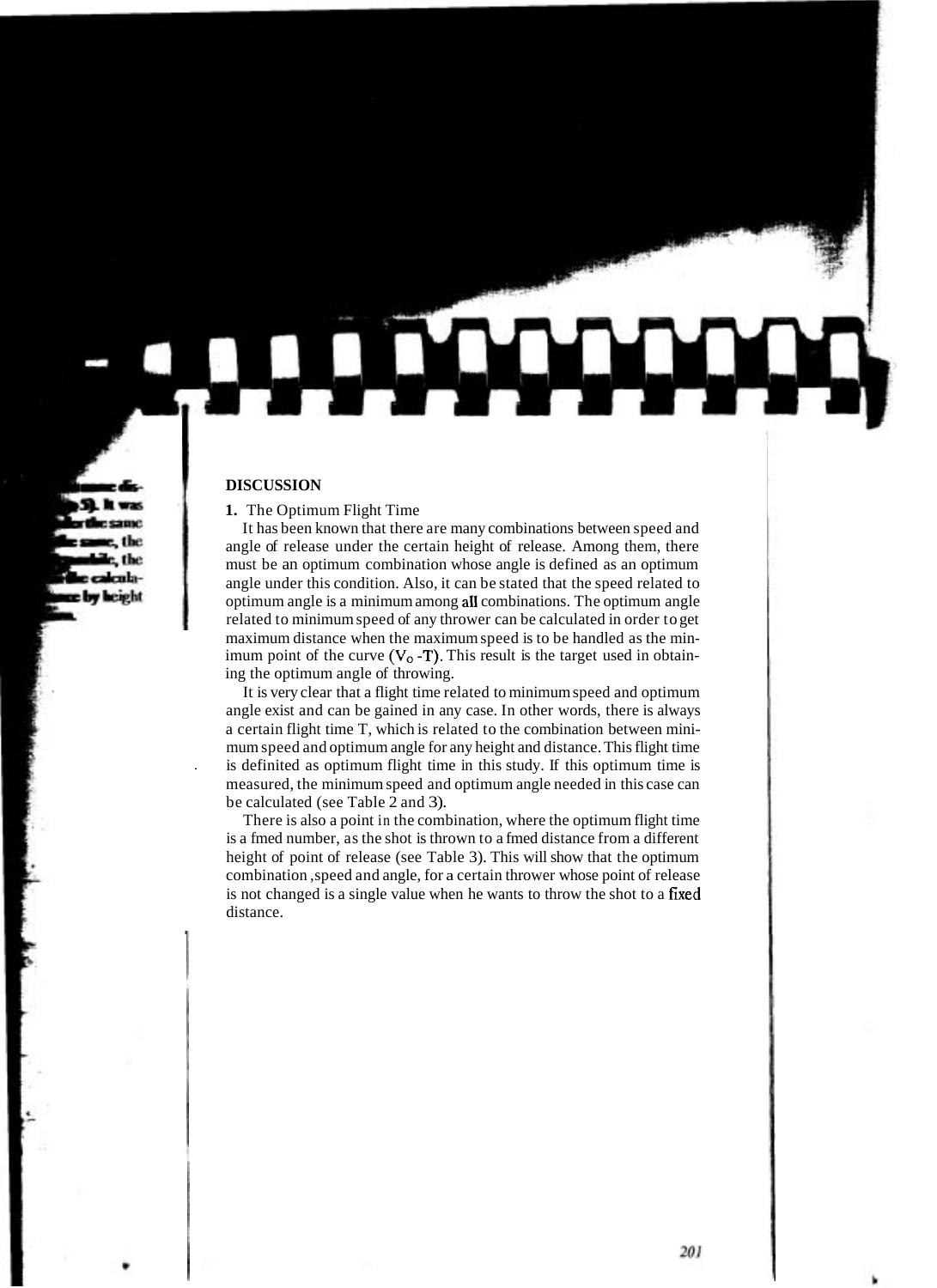## DISCUSSION

**1.** The Optimum Flight Time

It has been known that there are many combinations between speed and angle of release under the certain height of release. Among them, there must be an optimum combination whose angle is defined as an optimum angle under this condition. Also, it can be stated that the speed related to optimum angle is a minimum among all combinations. The optimum angle related to minimum speed of any thrower can be calculated in order to get maximum distance when the maximum speed is to be handled as the minimum point of the curve ($V_o$ -T). This result is the target used in obtaining the optimum angle of throwing.

It is very clear that a flight time related to minimum speed and optimum angle exist and can be gained in any case. In other words, there is always a certain flight time T, which is related to the combination between minimum speed and optimum angle for any height and distance. This flight time is definited as optimum flight time in this study. If this optimum time is measured, the minimum speed and optimum angle needed in this case can be calculated (see Table 2 and 3).

There is also a point in the combination, where the optimum flight time is a fmed number, as the shot is thrown to a fmed distance from a different height of point of release (see Table 3). This will show that the optimum combination ,speed and angle, for a certain thrower whose point of release is not changed is a single value when he wants to throw the shot to a fixed distance.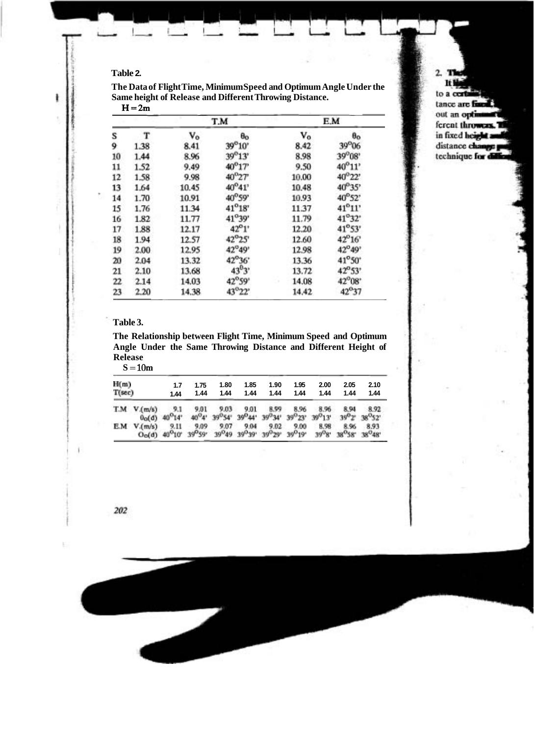**Table 2.**

**The Data of Flight Time, Minimum Speed and Optimum Angle Under the Same height of Release and Different Throwing Distance.**

H = 2m

| | | T.M | | E.M | |
|---|---|---|---|---|---|
| S | T | $V_0$ | $\theta_0$ | $V_0$ | $\theta_0$ |
| 9 | 1.38 | 8.41 | 39°10' | 8.42 | 39°06 |
| 10 | 1.44 | 8.96 | 39°13' | 8.98 | 39°08' |
| 11 | 1.52 | 9.49 | 40°17' | 9.50 | 40°11' |
| 12 | 1.58 | 9.98 | 40°27' | 10.00 | 40°22' |
| 13 | 1.64 | 10.45 | 40°41' | 10.48 | 40°35' |
| 14 | 1.70 | 10.91 | 40°59' | 10.93 | 40°52' |
| 15 | 1.76 | 11.34 | 41°18' | 11.37 | 41°11' |
| 16 | 1.82 | 11.77 | 41°39' | 11.79 | 41°32' |
| 17 | 1.88 | 12.17 | 42°1' | 12.20 | 41°53' |
| 18 | 1.94 | 12.57 | 42°25' | 12.60 | 42°16' |
| 19 | 2.00 | 12.95 | 42°49' | 12.98 | 42°49' |
| 20 | 2.04 | 13.32 | 42°36' | 13.36 | 41°50' |
| 21 | 2.10 | 13.68 | 43°3' | 13.72 | 42°53' |
| 22 | 2.14 | 14.03 | 42°59' | 14.08 | 42°08' |
| 23 | 2.20 | 14.38 | 43°22' | 14.42 | 42°37 |

**Table 3.**

**The Relationship between Flight Time, Minimum Speed and Optimum Angle Under the Same Throwing Distance and Different Height of Release**

S = 10m

| | H(m) | 1.7 | 1.75 | 1.80 | 1.85 | 1.90 | 1.95 | 2.00 | 2.05 | 2.10 |
|---|---|---|---|---|---|---|---|---|---|---|
| | T(sec) | 1.44 | 1.44 | 1.44 | 1.44 | 1.44 | 1.44 | 1.44 | 1.44 | 1.44 |
| T.M | V.(m/s) | 9.1 | 9.01 | 9.03 | 9.01 | 8.99 | 8.96 | 8.96 | 8.94 | 8.92 |
| | $\theta_0$(d) | 40°14' | 40°4' | 39°54' | 39°44' | 39°34' | 39°23' | 39°13' | 39°2' | 38°52' |
| E.M | V.(m/s) | 9.11 | 9.09 | 9.07 | 9.04 | 9.02 | 9.00 | 8.98 | 8.96 | 8.93 |
| | $\theta_0$(d) | 40°10' | 39°59' | 39°49 | 39°39' | 39°29' | 39°19' | 39°8' | 38°58' | 38°48' |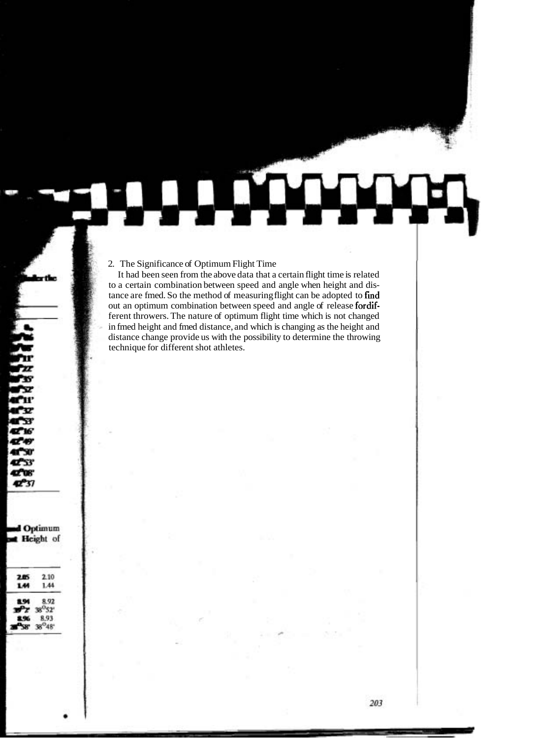## 2. The Significance of Optimum Flight Time

It had been seen from the above data that a certain flight time is related to a certain combination between speed and angle when height and distance are fmed. So the method of measuring flight can be adopted to find out an optimum combination between speed and angle of release fordifferent throwers. The nature of optimum flight time which is not changed in fmed height and fmed distance, and which is changing as the height and distance change provide us with the possibility to determine the throwing technique for different shot athletes.